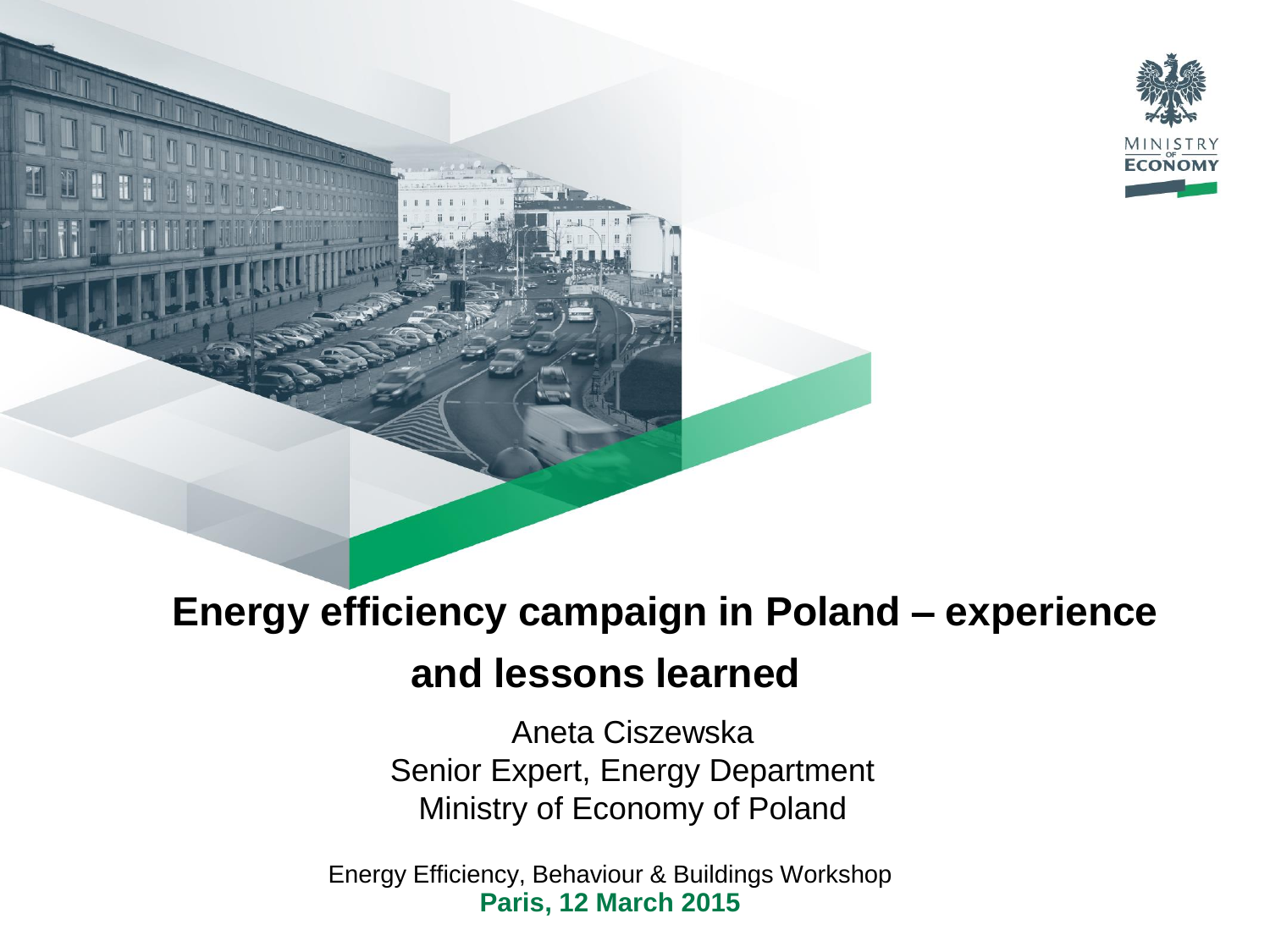MINISTRY OF ECONOMY

# Energy efficiency campaign in Poland – experience and lessons learned

Aneta Ciszewska
Senior Expert, Energy Department
Ministry of Economy of Poland

Energy Efficiency, Behaviour & Buildings Workshop
**Paris, 12 March 2015**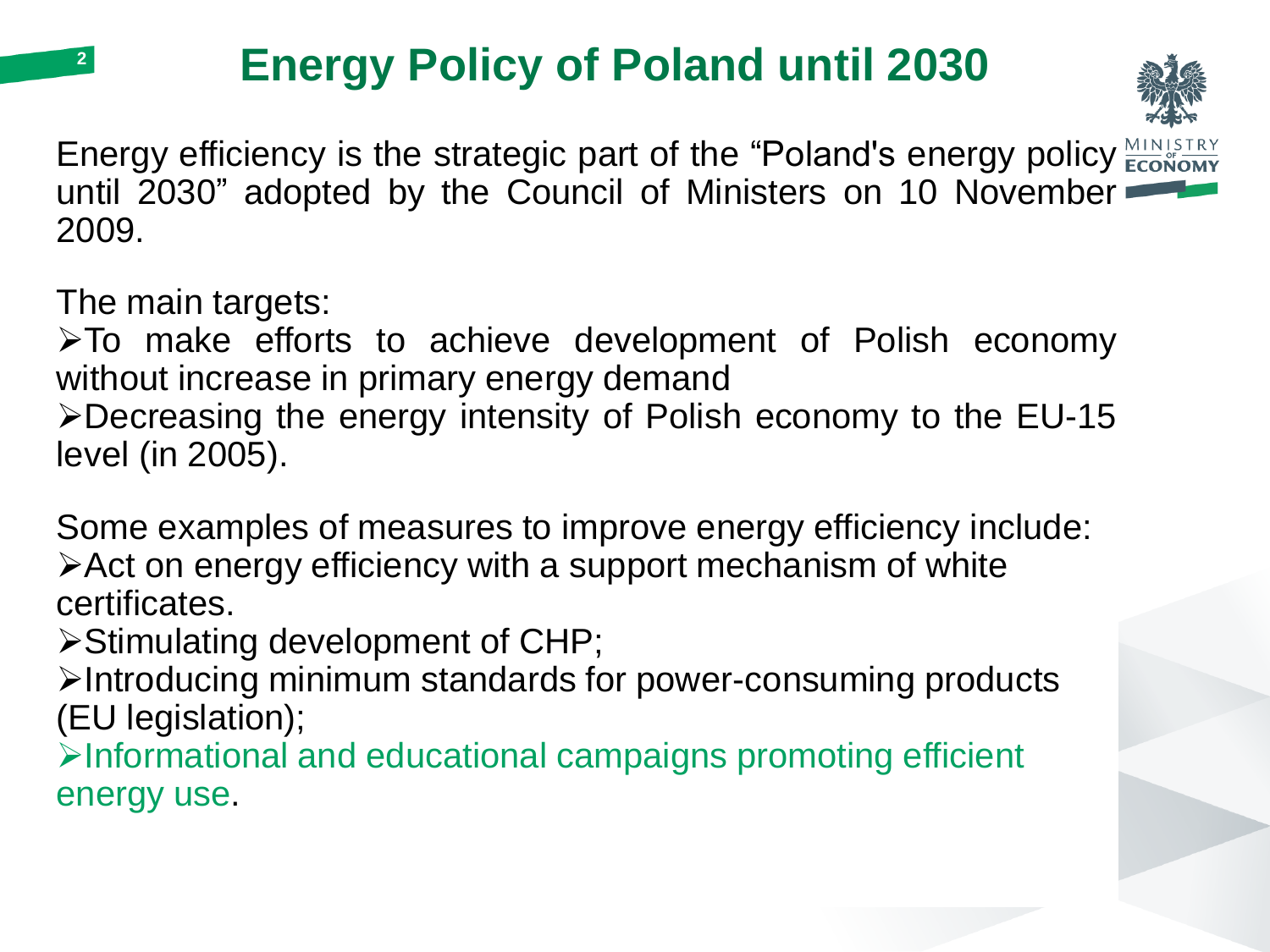# Energy Policy of Poland until 2030

Energy efficiency is the strategic part of the "Poland's energy policy until 2030" adopted by the Council of Ministers on 10 November 2009.

The main targets:

- To make efforts to achieve development of Polish economy without increase in primary energy demand
- Decreasing the energy intensity of Polish economy to the EU-15 level (in 2005).

Some examples of measures to improve energy efficiency include:

- Act on energy efficiency with a support mechanism of white certificates.
- Stimulating development of CHP;
- Introducing minimum standards for power-consuming products (EU legislation);
- Informational and educational campaigns promoting efficient energy use.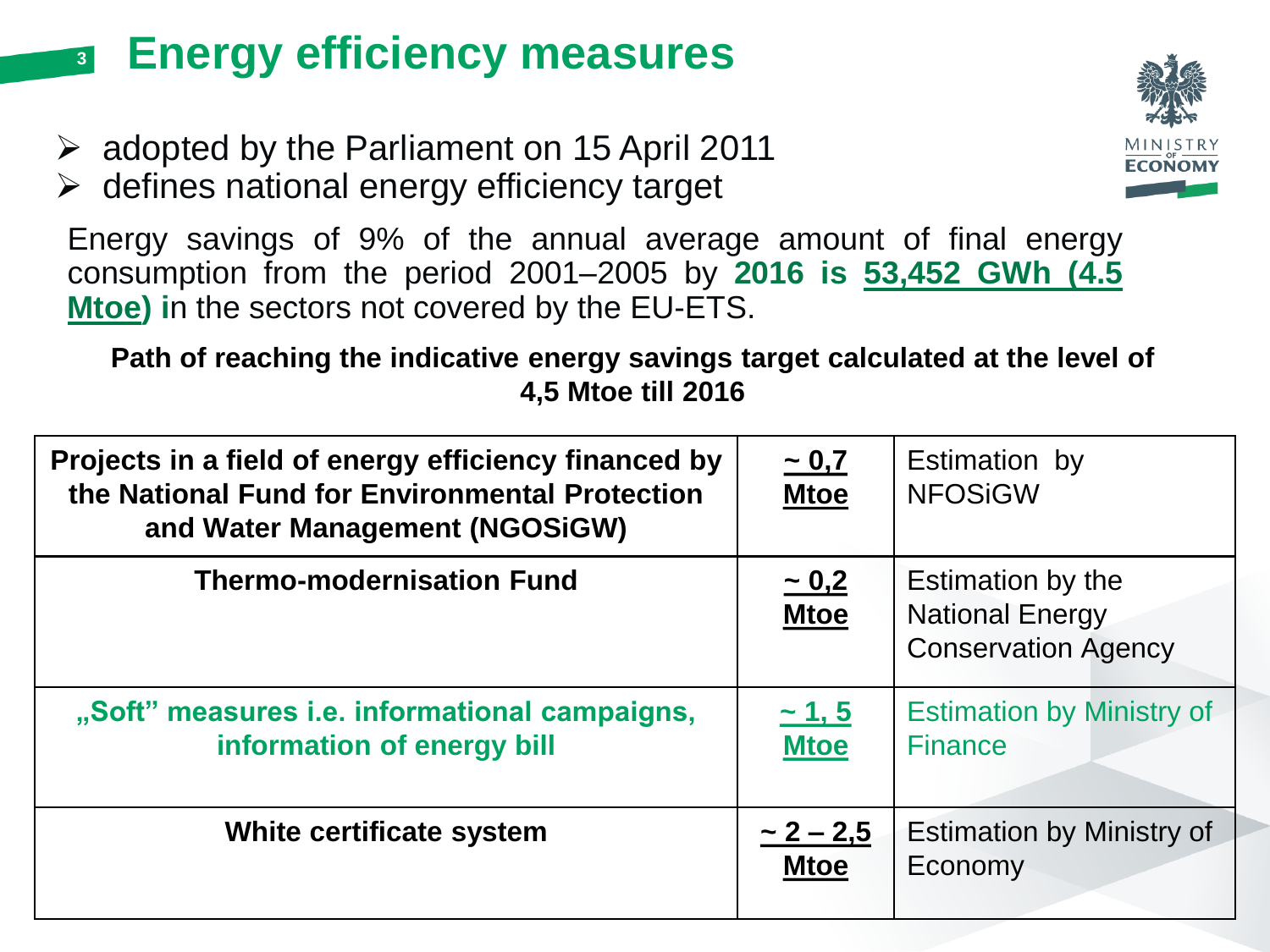# Energy efficiency measures

- adopted by the Parliament on 15 April 2011
- defines national energy efficiency target

Energy savings of 9% of the annual average amount of final energy consumption from the period 2001–2005 by **2016 is 53,452 GWh (4.5 Mtoe) i**n the sectors not covered by the EU-ETS.

**Path of reaching the indicative energy savings target calculated at the level of 4,5 Mtoe till 2016**

| | | |
|---|---|---|
| **Projects in a field of energy efficiency financed by the National Fund for Environmental Protection and Water Management (NGOSiGW)** | **~ 0,7 Mtoe** | Estimation by NFOSiGW |
| **Thermo-modernisation Fund** | **~ 0,2 Mtoe** | Estimation by the National Energy Conservation Agency |
| **„Soft" measures i.e. informational campaigns, information of energy bill** | **~ 1, 5 Mtoe** | Estimation by Ministry of Finance |
| **White certificate system** | **~ 2 – 2,5 Mtoe** | Estimation by Ministry of Economy |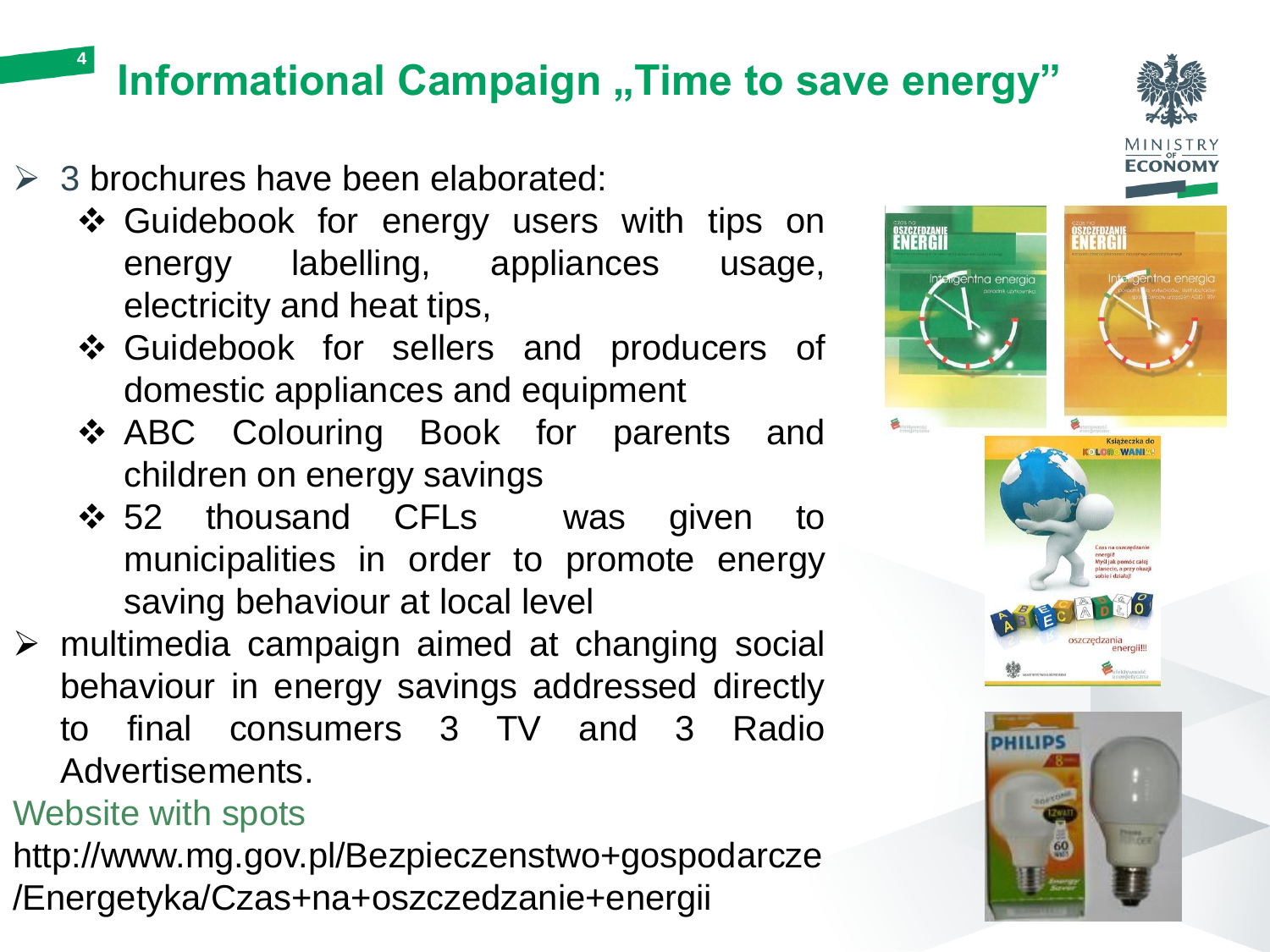# Informational Campaign „Time to save energy”

- 3 brochures have been elaborated:
  - Guidebook for energy users with tips on energy labelling, appliances usage, electricity and heat tips,
  - Guidebook for sellers and producers of domestic appliances and equipment
  - ABC Colouring Book for parents and children on energy savings
  - 52 thousand CFLs was given to municipalities in order to promote energy saving behaviour at local level
- multimedia campaign aimed at changing social behaviour in energy savings addressed directly to final consumers 3 TV and 3 Radio Advertisements.

Website with spots

http://www.mg.gov.pl/Bezpieczenstwo+gospodarcze/Energetyka/Czas+na+oszczedzanie+energii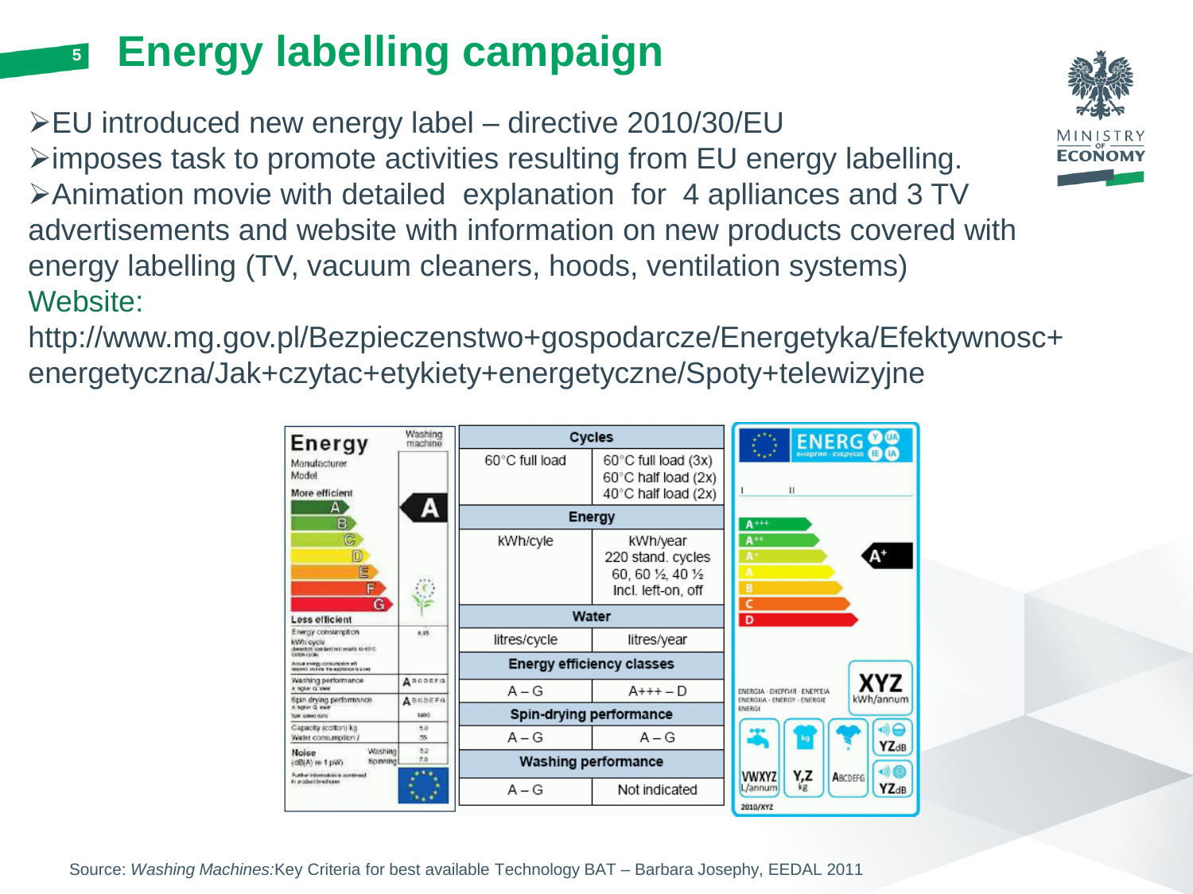# Energy labelling campaign

- EU introduced new energy label – directive 2010/30/EU
- imposes task to promote activities resulting from EU energy labelling.
- Animation movie with detailed explanation for 4 aplliances and 3 TV advertisements and website with information on new products covered with energy labelling (TV, vacuum cleaners, hoods, ventilation systems)

Website:

http://www.mg.gov.pl/Bezpieczenstwo+gospodarcze/Energetyka/Efektywnosc+energetyczna/Jak+czytac+etykiety+energetyczne/Spoty+telewizyjne

| Cycles | |
|---|---|
| 60°C full load | 60°C full load (3x) 60°C half load (2x) 40°C half load (2x) |
| **Energy** | |
| kWh/cyle | kWh/year 220 stand. cycles 60, 60 ½, 40 ½ Incl. left-on, off |
| **Water** | |
| litres/cycle | litres/year |
| **Energy efficiency classes** | |
| A – G | A+++ – D |
| **Spin-drying performance** | |
| A – G | A – G |
| **Washing performance** | |
| A – G | Not indicated |

Source: *Washing Machines:*Key Criteria for best available Technology BAT – Barbara Josephy, EEDAL 2011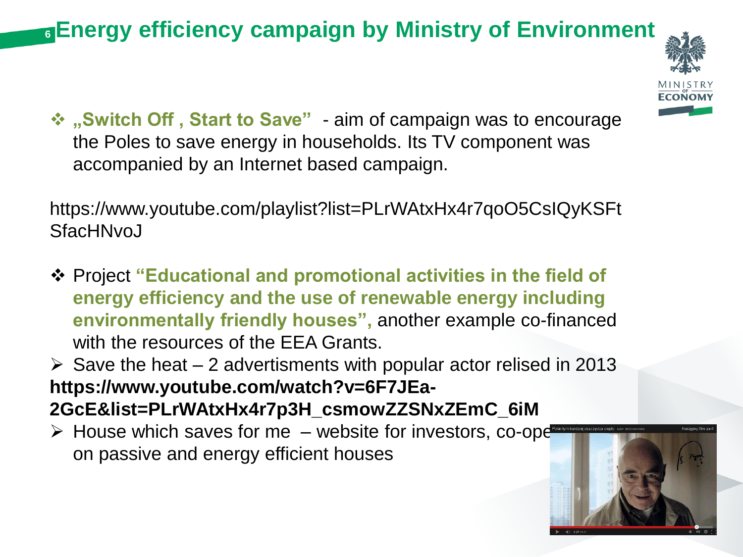# Energy efficiency campaign by Ministry of Environment

- **„Switch Off , Start to Save"** - aim of campaign was to encourage the Poles to save energy in households. Its TV component was accompanied by an Internet based campaign.

https://www.youtube.com/playlist?list=PLrWAtxHx4r7qoO5CsIQyKSFtSfacHNvoJ

- Project **"Educational and promotional activities in the field of energy efficiency and the use of renewable energy including environmentally friendly houses",** another example co-financed with the resources of the EEA Grants.

- Save the heat – 2 advertisments with popular actor relised in 2013

**https://www.youtube.com/watch?v=6F7JEa-2GcE&list=PLrWAtxHx4r7p3H_csmowZZSNxZEmC_6iM**

- House which saves for me – website for investors, co-ope on passive and energy efficient houses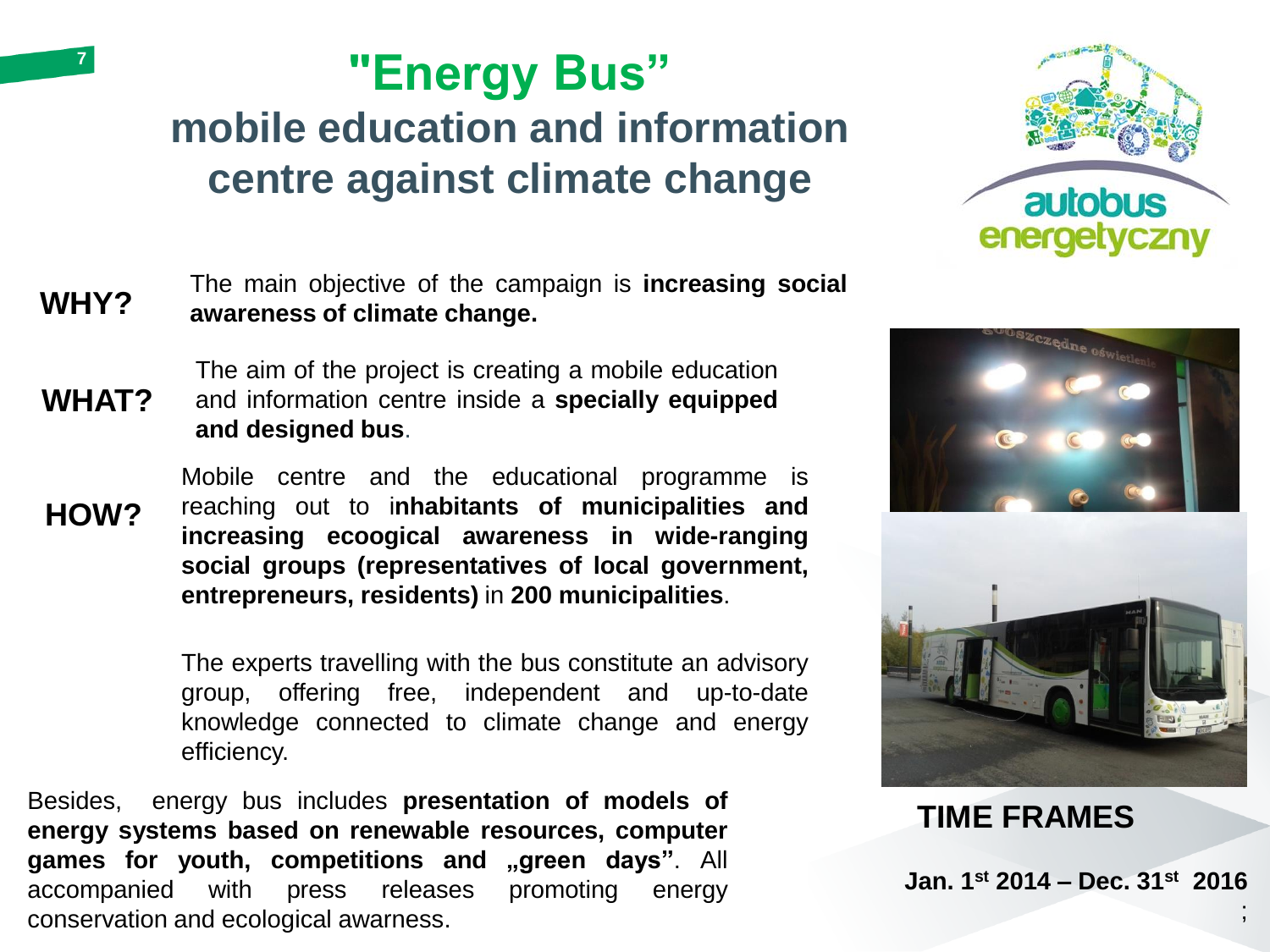# "Energy Bus"

## mobile education and information centre against climate change

**WHY?** The main objective of the campaign is **increasing social awareness of climate change.**

**WHAT?** The aim of the project is creating a mobile education and information centre inside a **specially equipped and designed bus**.

**HOW?** Mobile centre and the educational programme is reaching out to i**nhabitants of municipalities and increasing ecoogical awareness in wide-ranging social groups (representatives of local government, entrepreneurs, residents)** in **200 municipalities**.

The experts travelling with the bus constitute an advisory group, offering free, independent and up-to-date knowledge connected to climate change and energy efficiency.

Besides, energy bus includes **presentation of models of energy systems based on renewable resources, computer games for youth, competitions and „green days"**. All accompanied with press releases promoting energy conservation and ecological awarness.

### TIME FRAMES

**Jan. 1st 2014 – Dec. 31st 2016**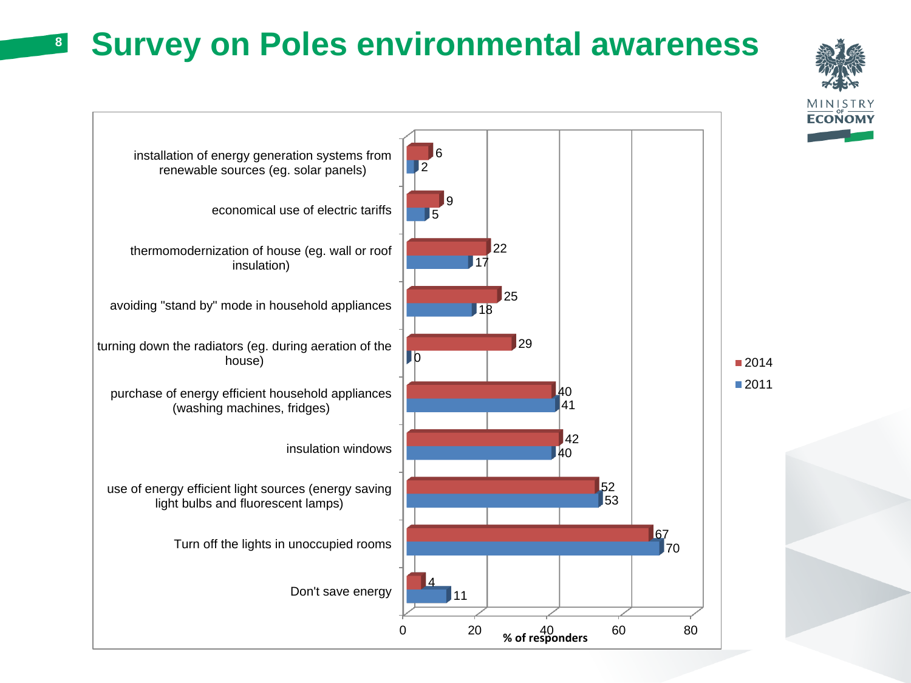# Survey on Poles environmental awareness

| Energy-saving activity | 2014 | 2011 |
|---|---|---|
| installation of energy generation systems from renewable sources (eg. solar panels) | 6 | 2 |
| economical use of electric tariffs | 9 | 5 |
| thermomodernization of house (eg. wall or roof insulation) | 22 | 17 |
| avoiding "stand by" mode in household appliances | 25 | 18 |
| turning down the radiators (eg. during aeration of the house) | 29 | 0 |
| purchase of energy efficient household appliances (washing machines, fridges) | 40 | 41 |
| insulation windows | 42 | 40 |
| use of energy efficient light sources (energy saving light bulbs and fluorescent lamps) | 52 | 53 |
| Turn off the lights in unoccupied rooms | 67 | 70 |
| Don't save energy | 4 | 11 |

% of responders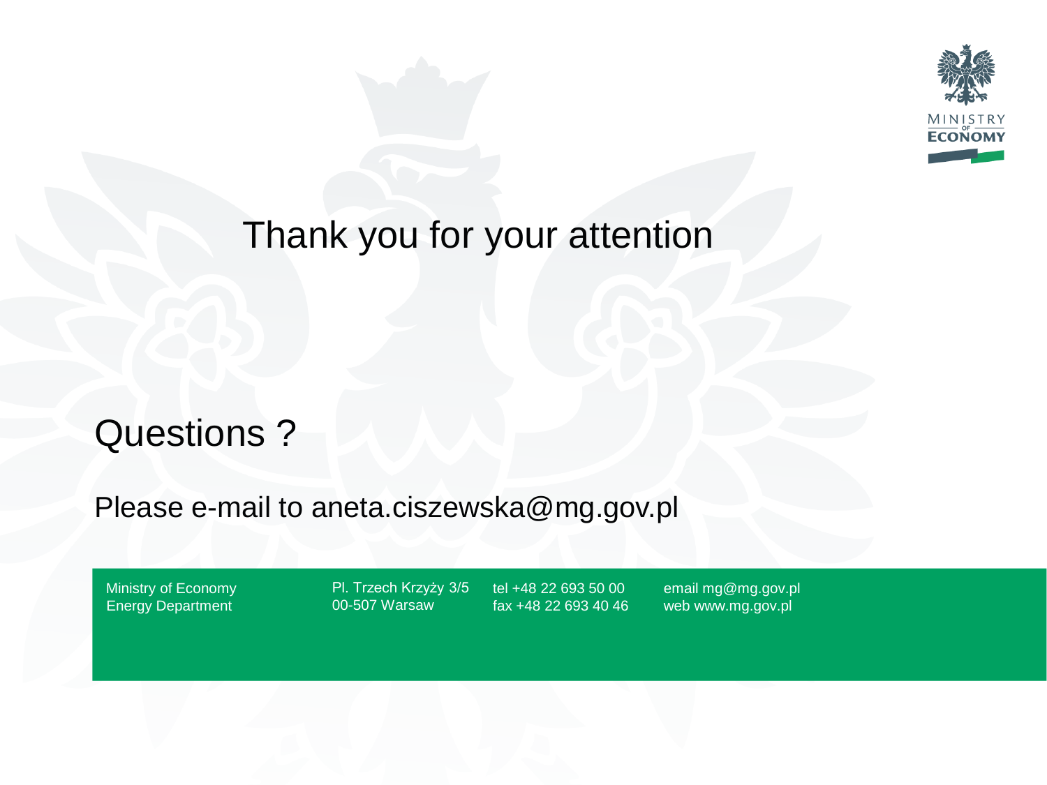# Thank you for your attention

## Questions ?

Please e-mail to aneta.ciszewska@mg.gov.pl

Ministry of Economy
Energy Department

Pl. Trzech Krzyży 3/5
00-507 Warsaw

tel +48 22 693 50 00
fax +48 22 693 40 46

email mg@mg.gov.pl
web www.mg.gov.pl